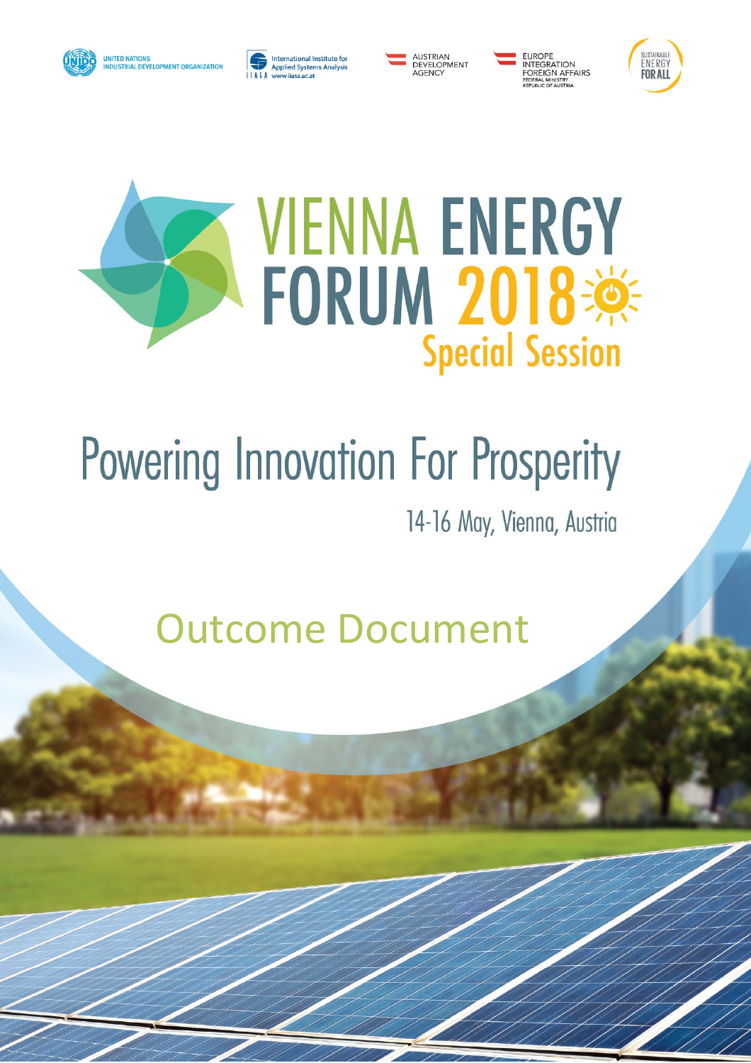UNITED NATIONS INDUSTRIAL DEVELOPMENT ORGANIZATION

International Institute for Applied Systems Analysis IIASA www.iiasa.ac.at

AUSTRIAN DEVELOPMENT AGENCY

EUROPE INTEGRATION FOREIGN AFFAIRS FEDERAL MINISTRY REPUBLIC OF AUSTRIA

SUSTAINABLE ENERGY FOR ALL

# VIENNA ENERGY FORUM 2018 Special Session

## Powering Innovation For Prosperity

14-16 May, Vienna, Austria

## Outcome Document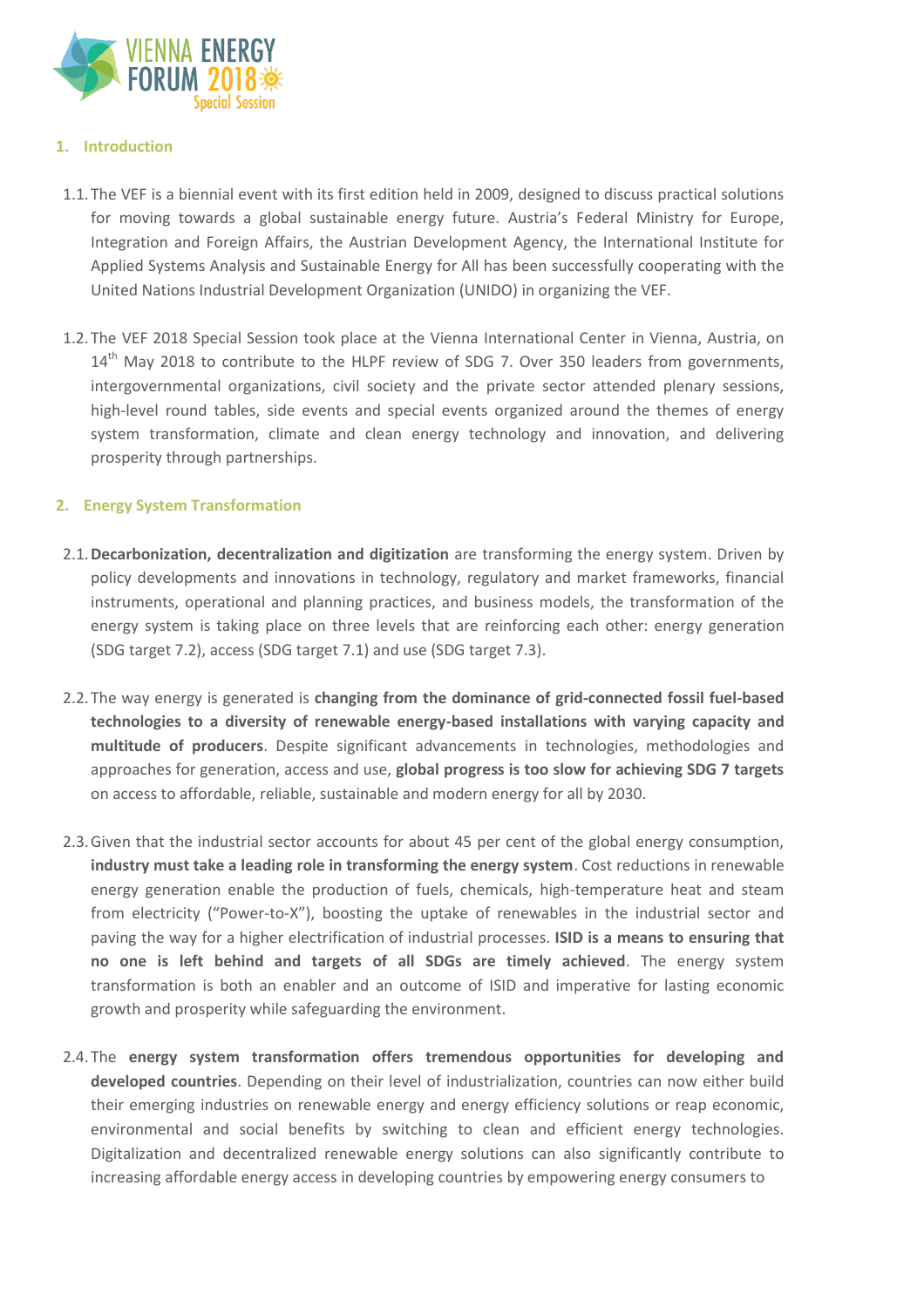## 1. Introduction

1.1. The VEF is a biennial event with its first edition held in 2009, designed to discuss practical solutions for moving towards a global sustainable energy future. Austria's Federal Ministry for Europe, Integration and Foreign Affairs, the Austrian Development Agency, the International Institute for Applied Systems Analysis and Sustainable Energy for All has been successfully cooperating with the United Nations Industrial Development Organization (UNIDO) in organizing the VEF.

1.2. The VEF 2018 Special Session took place at the Vienna International Center in Vienna, Austria, on 14th May 2018 to contribute to the HLPF review of SDG 7. Over 350 leaders from governments, intergovernmental organizations, civil society and the private sector attended plenary sessions, high-level round tables, side events and special events organized around the themes of energy system transformation, climate and clean energy technology and innovation, and delivering prosperity through partnerships.

## 2. Energy System Transformation

2.1. **Decarbonization, decentralization and digitization** are transforming the energy system. Driven by policy developments and innovations in technology, regulatory and market frameworks, financial instruments, operational and planning practices, and business models, the transformation of the energy system is taking place on three levels that are reinforcing each other: energy generation (SDG target 7.2), access (SDG target 7.1) and use (SDG target 7.3).

2.2. The way energy is generated is **changing from the dominance of grid-connected fossil fuel-based technologies to a diversity of renewable energy-based installations with varying capacity and multitude of producers**. Despite significant advancements in technologies, methodologies and approaches for generation, access and use, **global progress is too slow for achieving SDG 7 targets** on access to affordable, reliable, sustainable and modern energy for all by 2030.

2.3. Given that the industrial sector accounts for about 45 per cent of the global energy consumption, **industry must take a leading role in transforming the energy system**. Cost reductions in renewable energy generation enable the production of fuels, chemicals, high-temperature heat and steam from electricity ("Power-to-X"), boosting the uptake of renewables in the industrial sector and paving the way for a higher electrification of industrial processes. **ISID is a means to ensuring that no one is left behind and targets of all SDGs are timely achieved**. The energy system transformation is both an enabler and an outcome of ISID and imperative for lasting economic growth and prosperity while safeguarding the environment.

2.4. The **energy system transformation offers tremendous opportunities for developing and developed countries**. Depending on their level of industrialization, countries can now either build their emerging industries on renewable energy and energy efficiency solutions or reap economic, environmental and social benefits by switching to clean and efficient energy technologies. Digitalization and decentralized renewable energy solutions can also significantly contribute to increasing affordable energy access in developing countries by empowering energy consumers to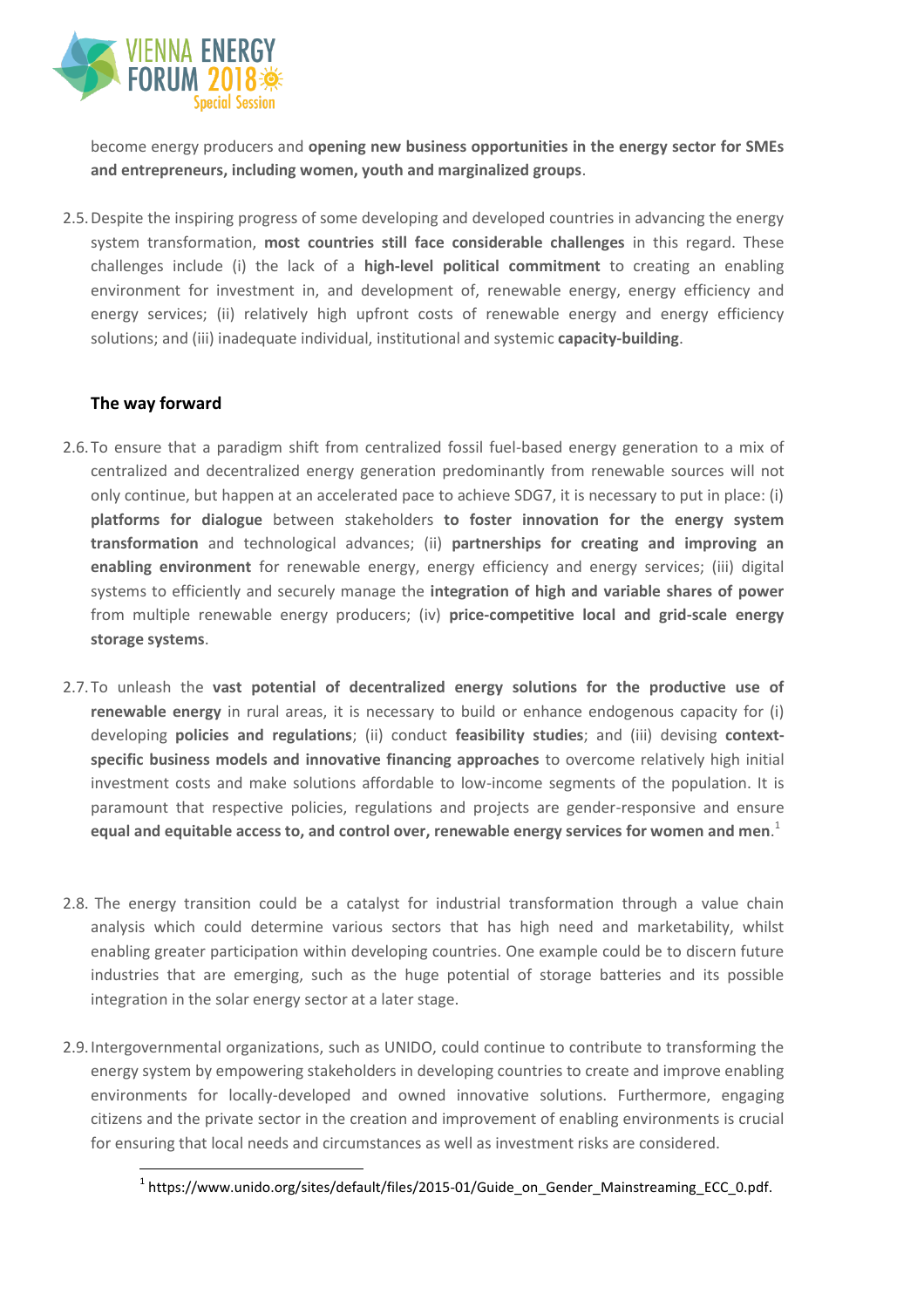become energy producers and **opening new business opportunities in the energy sector for SMEs and entrepreneurs, including women, youth and marginalized groups**.

2.5. Despite the inspiring progress of some developing and developed countries in advancing the energy system transformation, **most countries still face considerable challenges** in this regard. These challenges include (i) the lack of a **high-level political commitment** to creating an enabling environment for investment in, and development of, renewable energy, energy efficiency and energy services; (ii) relatively high upfront costs of renewable energy and energy efficiency solutions; and (iii) inadequate individual, institutional and systemic **capacity-building**.

### The way forward

2.6. To ensure that a paradigm shift from centralized fossil fuel-based energy generation to a mix of centralized and decentralized energy generation predominantly from renewable sources will not only continue, but happen at an accelerated pace to achieve SDG7, it is necessary to put in place: (i) **platforms for dialogue** between stakeholders **to foster innovation for the energy system transformation** and technological advances; (ii) **partnerships for creating and improving an enabling environment** for renewable energy, energy efficiency and energy services; (iii) digital systems to efficiently and securely manage the **integration of high and variable shares of power** from multiple renewable energy producers; (iv) **price-competitive local and grid-scale energy storage systems**.

2.7. To unleash the **vast potential of decentralized energy solutions for the productive use of renewable energy** in rural areas, it is necessary to build or enhance endogenous capacity for (i) developing **policies and regulations**; (ii) conduct **feasibility studies**; and (iii) devising **context-specific business models and innovative financing approaches** to overcome relatively high initial investment costs and make solutions affordable to low-income segments of the population. It is paramount that respective policies, regulations and projects are gender-responsive and ensure **equal and equitable access to, and control over, renewable energy services for women and men**.[1]

2.8. The energy transition could be a catalyst for industrial transformation through a value chain analysis which could determine various sectors that has high need and marketability, whilst enabling greater participation within developing countries. One example could be to discern future industries that are emerging, such as the huge potential of storage batteries and its possible integration in the solar energy sector at a later stage.

2.9. Intergovernmental organizations, such as UNIDO, could continue to contribute to transforming the energy system by empowering stakeholders in developing countries to create and improve enabling environments for locally-developed and owned innovative solutions. Furthermore, engaging citizens and the private sector in the creation and improvement of enabling environments is crucial for ensuring that local needs and circumstances as well as investment risks are considered.

[1] https://www.unido.org/sites/default/files/2015-01/Guide_on_Gender_Mainstreaming_ECC_0.pdf.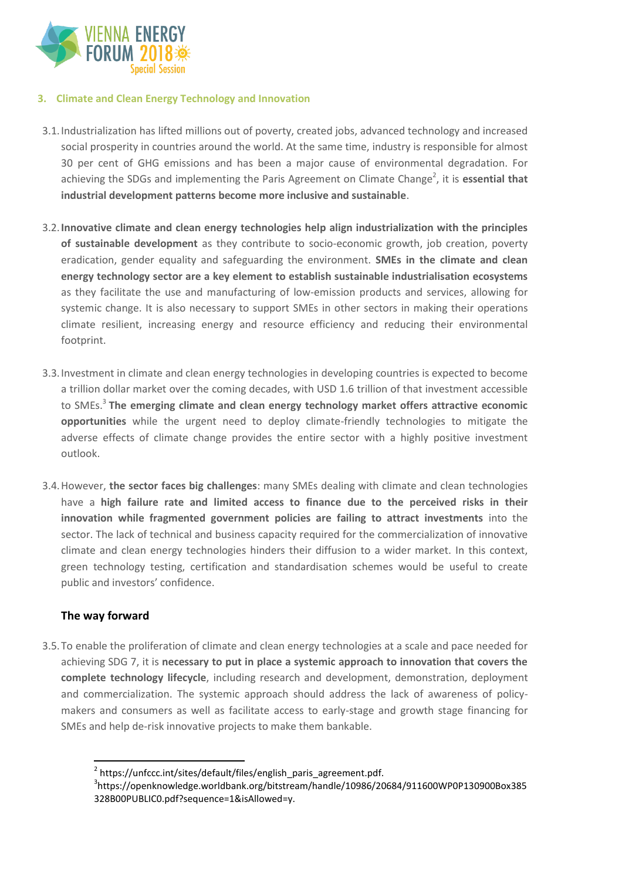## 3. Climate and Clean Energy Technology and Innovation

3.1. Industrialization has lifted millions out of poverty, created jobs, advanced technology and increased social prosperity in countries around the world. At the same time, industry is responsible for almost 30 per cent of GHG emissions and has been a major cause of environmental degradation. For achieving the SDGs and implementing the Paris Agreement on Climate Change[2], it is **essential that industrial development patterns become more inclusive and sustainable**.

3.2. **Innovative climate and clean energy technologies help align industrialization with the principles of sustainable development** as they contribute to socio-economic growth, job creation, poverty eradication, gender equality and safeguarding the environment. **SMEs in the climate and clean energy technology sector are a key element to establish sustainable industrialisation ecosystems** as they facilitate the use and manufacturing of low-emission products and services, allowing for systemic change. It is also necessary to support SMEs in other sectors in making their operations climate resilient, increasing energy and resource efficiency and reducing their environmental footprint.

3.3. Investment in climate and clean energy technologies in developing countries is expected to become a trillion dollar market over the coming decades, with USD 1.6 trillion of that investment accessible to SMEs.[3] **The emerging climate and clean energy technology market offers attractive economic opportunities** while the urgent need to deploy climate-friendly technologies to mitigate the adverse effects of climate change provides the entire sector with a highly positive investment outlook.

3.4. However, **the sector faces big challenges**: many SMEs dealing with climate and clean technologies have a **high failure rate and limited access to finance due to the perceived risks in their innovation while fragmented government policies are failing to attract investments** into the sector. The lack of technical and business capacity required for the commercialization of innovative climate and clean energy technologies hinders their diffusion to a wider market. In this context, green technology testing, certification and standardisation schemes would be useful to create public and investors' confidence.

### The way forward

3.5. To enable the proliferation of climate and clean energy technologies at a scale and pace needed for achieving SDG 7, it is **necessary to put in place a systemic approach to innovation that covers the complete technology lifecycle**, including research and development, demonstration, deployment and commercialization. The systemic approach should address the lack of awareness of policy-makers and consumers as well as facilitate access to early-stage and growth stage financing for SMEs and help de-risk innovative projects to make them bankable.

---

[2] https://unfccc.int/sites/default/files/english_paris_agreement.pdf.

[3] https://openknowledge.worldbank.org/bitstream/handle/10986/20684/911600WP0P130900Box385328B00PUBLIC0.pdf?sequence=1&isAllowed=y.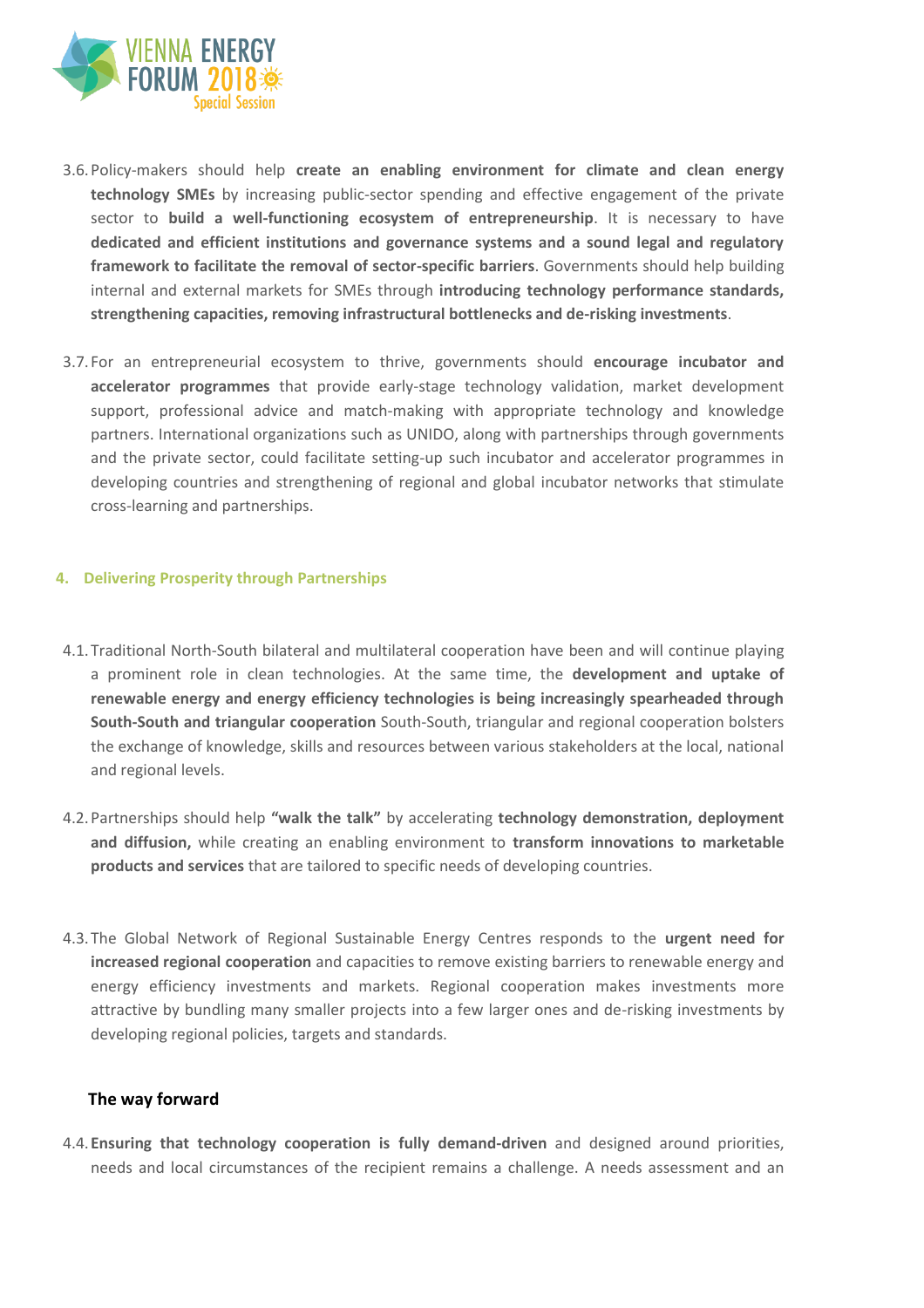3.6. Policy-makers should help **create an enabling environment for climate and clean energy technology SMEs** by increasing public-sector spending and effective engagement of the private sector to **build a well-functioning ecosystem of entrepreneurship**. It is necessary to have **dedicated and efficient institutions and governance systems and a sound legal and regulatory framework to facilitate the removal of sector-specific barriers**. Governments should help building internal and external markets for SMEs through **introducing technology performance standards, strengthening capacities, removing infrastructural bottlenecks and de-risking investments**.

3.7. For an entrepreneurial ecosystem to thrive, governments should **encourage incubator and accelerator programmes** that provide early-stage technology validation, market development support, professional advice and match-making with appropriate technology and knowledge partners. International organizations such as UNIDO, along with partnerships through governments and the private sector, could facilitate setting-up such incubator and accelerator programmes in developing countries and strengthening of regional and global incubator networks that stimulate cross-learning and partnerships.

## 4. Delivering Prosperity through Partnerships

4.1. Traditional North-South bilateral and multilateral cooperation have been and will continue playing a prominent role in clean technologies. At the same time, the **development and uptake of renewable energy and energy efficiency technologies is being increasingly spearheaded through South-South and triangular cooperation** South-South, triangular and regional cooperation bolsters the exchange of knowledge, skills and resources between various stakeholders at the local, national and regional levels.

4.2. Partnerships should help **"walk the talk"** by accelerating **technology demonstration, deployment and diffusion,** while creating an enabling environment to **transform innovations to marketable products and services** that are tailored to specific needs of developing countries.

4.3. The Global Network of Regional Sustainable Energy Centres responds to the **urgent need for increased regional cooperation** and capacities to remove existing barriers to renewable energy and energy efficiency investments and markets. Regional cooperation makes investments more attractive by bundling many smaller projects into a few larger ones and de-risking investments by developing regional policies, targets and standards.

### The way forward

4.4. **Ensuring that technology cooperation is fully demand-driven** and designed around priorities, needs and local circumstances of the recipient remains a challenge. A needs assessment and an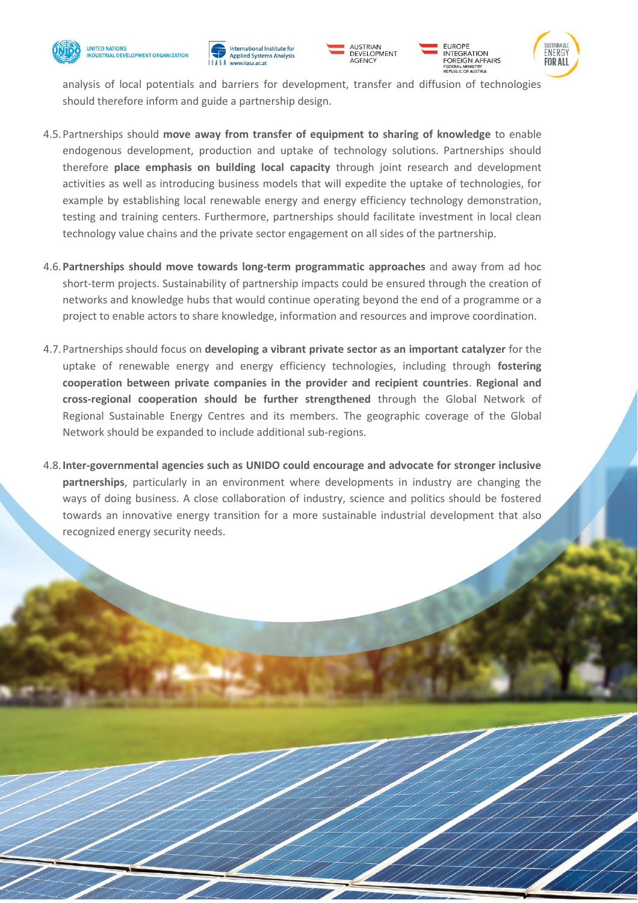analysis of local potentials and barriers for development, transfer and diffusion of technologies should therefore inform and guide a partnership design.

4.5. Partnerships should **move away from transfer of equipment to sharing of knowledge** to enable endogenous development, production and uptake of technology solutions. Partnerships should therefore **place emphasis on building local capacity** through joint research and development activities as well as introducing business models that will expedite the uptake of technologies, for example by establishing local renewable energy and energy efficiency technology demonstration, testing and training centers. Furthermore, partnerships should facilitate investment in local clean technology value chains and the private sector engagement on all sides of the partnership.

4.6. **Partnerships should move towards long-term programmatic approaches** and away from ad hoc short-term projects. Sustainability of partnership impacts could be ensured through the creation of networks and knowledge hubs that would continue operating beyond the end of a programme or a project to enable actors to share knowledge, information and resources and improve coordination.

4.7. Partnerships should focus on **developing a vibrant private sector as an important catalyzer** for the uptake of renewable energy and energy efficiency technologies, including through **fostering cooperation between private companies in the provider and recipient countries**. **Regional and cross-regional cooperation should be further strengthened** through the Global Network of Regional Sustainable Energy Centres and its members. The geographic coverage of the Global Network should be expanded to include additional sub-regions.

4.8. **Inter-governmental agencies such as UNIDO could encourage and advocate for stronger inclusive partnerships**, particularly in an environment where developments in industry are changing the ways of doing business. A close collaboration of industry, science and politics should be fostered towards an innovative energy transition for a more sustainable industrial development that also recognized energy security needs.